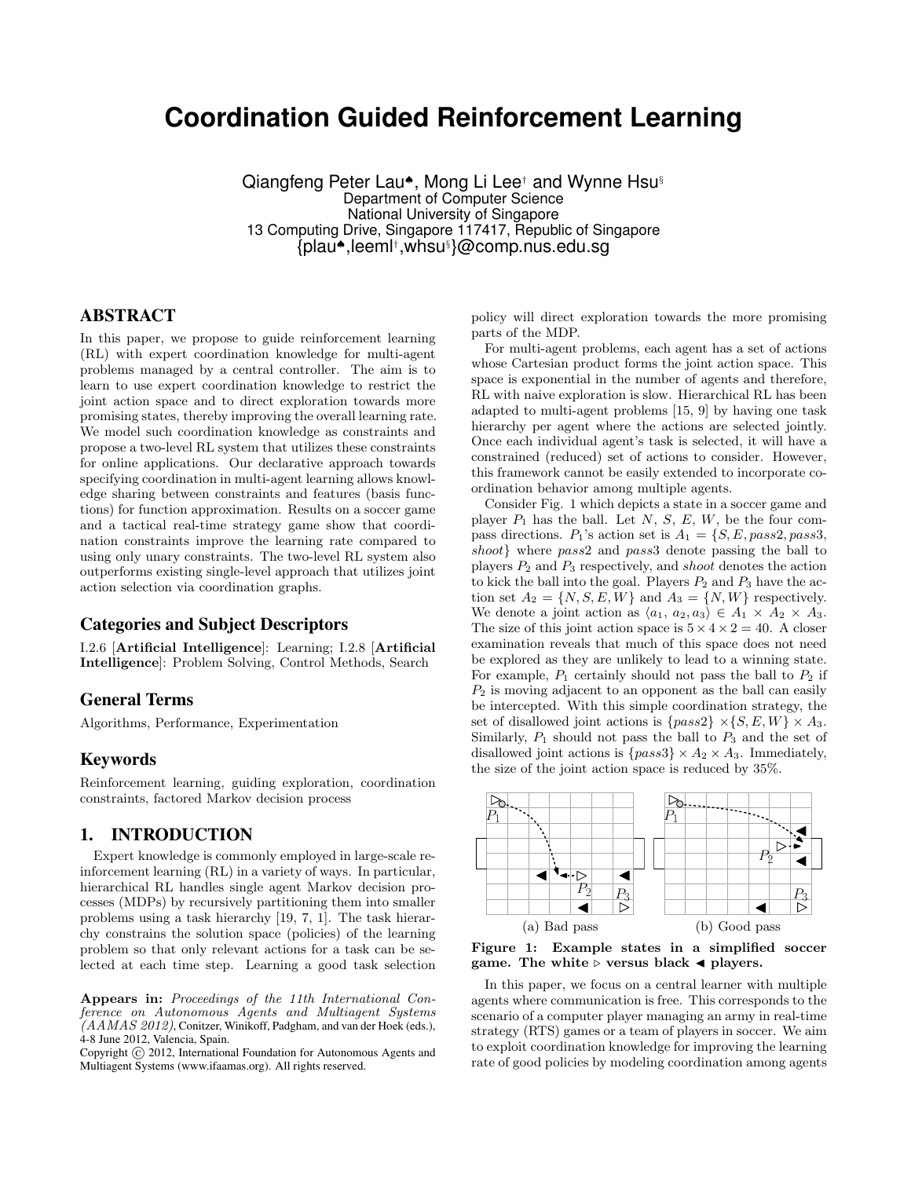# Coordination Guided Reinforcement Learning

Qiangfeng Peter Lau♠, Mong Li Lee† and Wynne Hsu§
Department of Computer Science
National University of Singapore
13 Computing Drive, Singapore 117417, Republic of Singapore
{plau♠,leeml†,whsu§}@comp.nus.edu.sg

## ABSTRACT

In this paper, we propose to guide reinforcement learning (RL) with expert coordination knowledge for multi-agent problems managed by a central controller. The aim is to learn to use expert coordination knowledge to restrict the joint action space and to direct exploration towards more promising states, thereby improving the overall learning rate. We model such coordination knowledge as constraints and propose a two-level RL system that utilizes these constraints for online applications. Our declarative approach towards specifying coordination in multi-agent learning allows knowledge sharing between constraints and features (basis functions) for function approximation. Results on a soccer game and a tactical real-time strategy game show that coordination constraints improve the learning rate compared to using only unary constraints. The two-level RL system also outperforms existing single-level approach that utilizes joint action selection via coordination graphs.

## Categories and Subject Descriptors

I.2.6 [**Artificial Intelligence**]: Learning; I.2.8 [**Artificial Intelligence**]: Problem Solving, Control Methods, Search

## General Terms

Algorithms, Performance, Experimentation

## Keywords

Reinforcement learning, guiding exploration, coordination constraints, factored Markov decision process

## 1. INTRODUCTION

Expert knowledge is commonly employed in large-scale reinforcement learning (RL) in a variety of ways. In particular, hierarchical RL handles single agent Markov decision processes (MDPs) by recursively partitioning them into smaller problems using a task hierarchy [19, 7, 1]. The task hierarchy constrains the solution space (policies) of the learning problem so that only relevant actions for a task can be selected at each time step. Learning a good task selection policy will direct exploration towards the more promising parts of the MDP.

For multi-agent problems, each agent has a set of actions whose Cartesian product forms the joint action space. This space is exponential in the number of agents and therefore, RL with naive exploration is slow. Hierarchical RL has been adapted to multi-agent problems [15, 9] by having one task hierarchy per agent where the actions are selected jointly. Once each individual agent's task is selected, it will have a constrained (reduced) set of actions to consider. However, this framework cannot be easily extended to incorporate coordination behavior among multiple agents.

Consider Fig. 1 which depicts a state in a soccer game and player $P_1$ has the ball. Let $N$, $S$, $E$, $W$, be the four compass directions. $P_1$'s action set is $A_1 = \{S, E, pass2, pass3, shoot\}$ where $pass2$ and $pass3$ denote passing the ball to players $P_2$ and $P_3$ respectively, and $shoot$ denotes the action to kick the ball into the goal. Players $P_2$ and $P_3$ have the action set $A_2 = \{N, S, E, W\}$ and $A_3 = \{N, W\}$ respectively. We denote a joint action as $\langle a_1, a_2, a_3 \rangle \in A_1 \times A_2 \times A_3$. The size of this joint action space is $5 \times 4 \times 2 = 40$. A closer examination reveals that much of this space does not need be explored as they are unlikely to lead to a winning state. For example, $P_1$ certainly should not pass the ball to $P_2$ if $P_2$ is moving adjacent to an opponent as the ball can easily be intercepted. With this simple coordination strategy, the set of disallowed joint actions is $\{pass2\} \times \{S, E, W\} \times A_3$. Similarly, $P_1$ should not pass the ball to $P_3$ and the set of disallowed joint actions is $\{pass3\} \times A_2 \times A_3$. Immediately, the size of the joint action space is reduced by 35%.

(a) Bad pass (b) Good pass

**Figure 1: Example states in a simplified soccer game. The white ▷ versus black ◀ players.**

In this paper, we focus on a central learner with multiple agents where communication is free. This corresponds to the scenario of a computer player managing an army in real-time strategy (RTS) games or a team of players in soccer. We aim to exploit coordination knowledge for improving the learning rate of good policies by modeling coordination among agents

**Appears in:** *Proceedings of the 11th International Conference on Autonomous Agents and Multiagent Systems (AAMAS 2012)*, Conitzer, Winikoff, Padgham, and van der Hoek (eds.), 4-8 June 2012, Valencia, Spain.
Copyright © 2012, International Foundation for Autonomous Agents and Multiagent Systems (www.ifaamas.org). All rights reserved.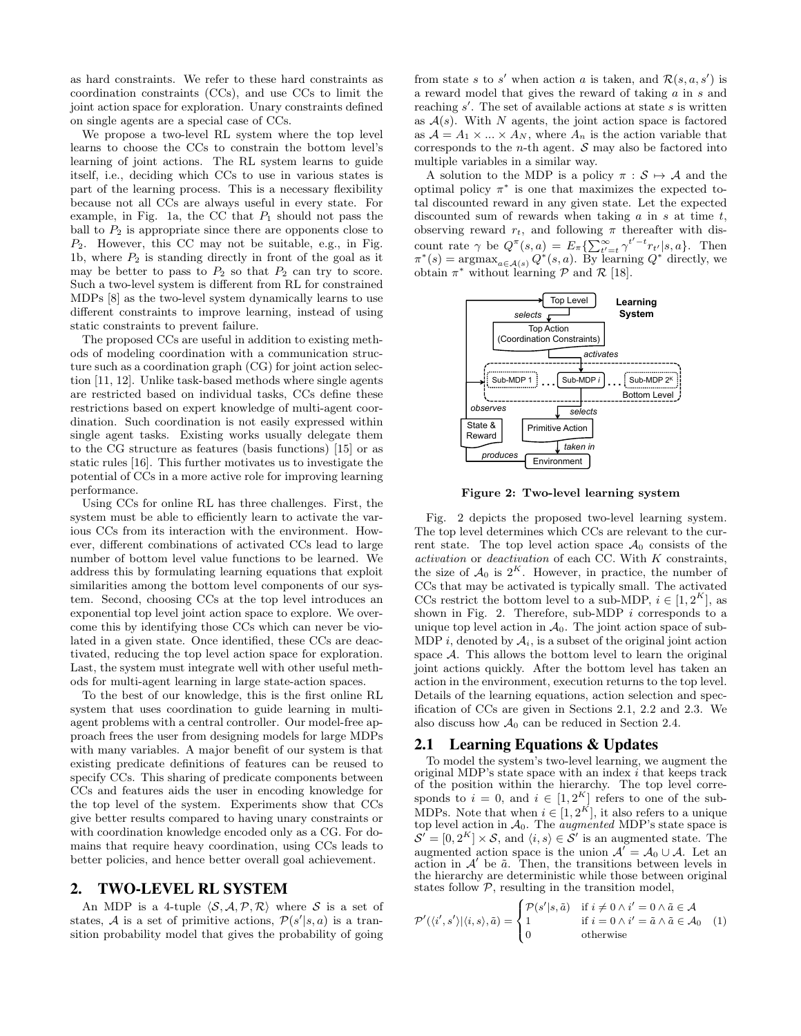as hard constraints. We refer to these hard constraints as coordination constraints (CCs), and use CCs to limit the joint action space for exploration. Unary constraints defined on single agents are a special case of CCs.

We propose a two-level RL system where the top level learns to choose the CCs to constrain the bottom level's learning of joint actions. The RL system learns to guide itself, i.e., deciding which CCs to use in various states is part of the learning process. This is a necessary flexibility because not all CCs are always useful in every state. For example, in Fig. 1a, the CC that $P_1$ should not pass the ball to $P_2$ is appropriate since there are opponents close to $P_2$. However, this CC may not be suitable, e.g., in Fig. 1b, where $P_2$ is standing directly in front of the goal as it may be better to pass to $P_2$ so that $P_2$ can try to score. Such a two-level system is different from RL for constrained MDPs [8] as the two-level system dynamically learns to use different constraints to improve learning, instead of using static constraints to prevent failure.

The proposed CCs are useful in addition to existing methods of modeling coordination with a communication structure such as a coordination graph (CG) for joint action selection [11, 12]. Unlike task-based methods where single agents are restricted based on individual tasks, CCs define these restrictions based on expert knowledge of multi-agent coordination. Such coordination is not easily expressed within single agent tasks. Existing works usually delegate them to the CG structure as features (basis functions) [15] or as static rules [16]. This further motivates us to investigate the potential of CCs in a more active role for improving learning performance.

Using CCs for online RL has three challenges. First, the system must be able to efficiently learn to activate the various CCs from its interaction with the environment. However, different combinations of activated CCs lead to large number of bottom level value functions to be learned. We address this by formulating learning equations that exploit similarities among the bottom level components of our system. Second, choosing CCs at the top level introduces an exponential top level joint action space to explore. We overcome this by identifying those CCs which can never be violated in a given state. Once identified, these CCs are deactivated, reducing the top level action space for exploration. Last, the system must integrate well with other useful methods for multi-agent learning in large state-action spaces.

To the best of our knowledge, this is the first online RL system that uses coordination to guide learning in multi-agent problems with a central controller. Our model-free approach frees the user from designing models for large MDPs with many variables. A major benefit of our system is that existing predicate definitions of features can be reused to specify CCs. This sharing of predicate components between CCs and features aids the user in encoding knowledge for the top level of the system. Experiments show that CCs give better results compared to having unary constraints or with coordination knowledge encoded only as a CG. For domains that require heavy coordination, using CCs leads to better policies, and hence better overall goal achievement.

## 2. TWO-LEVEL RL SYSTEM

An MDP is a 4-tuple $\langle \mathcal{S}, \mathcal{A}, \mathcal{P}, \mathcal{R} \rangle$ where $\mathcal{S}$ is a set of states, $\mathcal{A}$ is a set of primitive actions, $\mathcal{P}(s'|s,a)$ is a transition probability model that gives the probability of going from state $s$ to $s'$ when action $a$ is taken, and $\mathcal{R}(s,a,s')$ is a reward model that gives the reward of taking $a$ in $s$ and reaching $s'$. The set of available actions at state $s$ is written as $\mathcal{A}(s)$. With $N$ agents, the joint action space is factored as $\mathcal{A} = A_1 \times ... \times A_N$, where $A_n$ is the action variable that corresponds to the $n$-th agent. $\mathcal{S}$ may also be factored into multiple variables in a similar way.

A solution to the MDP is a policy $\pi : \mathcal{S} \mapsto \mathcal{A}$ and the optimal policy $\pi^*$ is one that maximizes the expected total discounted reward in any given state. Let the expected discounted sum of rewards when taking $a$ in $s$ at time $t$, observing reward $r_t$, and following $\pi$ thereafter with discount rate $\gamma$ be $Q^\pi(s,a) = E_\pi\{\sum_{t'=t}^{\infty} \gamma^{t'-t} r_{t'} | s, a\}$. Then $\pi^*(s) = \text{argmax}_{a \in \mathcal{A}(s)} Q^*(s,a)$. By learning $Q^*$ directly, we obtain $\pi^*$ without learning $\mathcal{P}$ and $\mathcal{R}$ [18].

**Figure 2: Two-level learning system**

Fig. 2 depicts the proposed two-level learning system. The top level determines which CCs are relevant to the current state. The top level action space $\mathcal{A}_0$ consists of the *activation* or *deactivation* of each CC. With $K$ constraints, the size of $\mathcal{A}_0$ is $2^K$. However, in practice, the number of CCs that may be activated is typically small. The activated CCs restrict the bottom level to a sub-MDP, $i \in [1, 2^K]$, as shown in Fig. 2. Therefore, sub-MDP $i$ corresponds to a unique top level action in $\mathcal{A}_0$. The joint action space of sub-MDP $i$, denoted by $\mathcal{A}_i$, is a subset of the original joint action space $\mathcal{A}$. This allows the bottom level to learn the original joint actions quickly. After the bottom level has taken an action in the environment, execution returns to the top level. Details of the learning equations, action selection and specification of CCs are given in Sections 2.1, 2.2 and 2.3. We also discuss how $\mathcal{A}_0$ can be reduced in Section 2.4.

### 2.1 Learning Equations & Updates

To model the system's two-level learning, we augment the original MDP's state space with an index $i$ that keeps track of the position within the hierarchy. The top level corresponds to $i = 0$, and $i \in [1, 2^K]$ refers to one of the sub-MDPs. Note that when $i \in [1, 2^K]$, it also refers to a unique top level action in $\mathcal{A}_0$. The *augmented* MDP's state space is $\mathcal{S}' = [0, 2^K] \times \mathcal{S}$, and $\langle i, s \rangle \in \mathcal{S}'$ is an augmented state. The augmented action space is the union $\mathcal{A}' = \mathcal{A}_0 \cup \mathcal{A}$. Let an action in $\mathcal{A}'$ be $\tilde{a}$. Then, the transitions between levels in the hierarchy are deterministic while those between original states follow $\mathcal{P}$, resulting in the transition model,

$$\mathcal{P}'(\langle i', s' \rangle | \langle i, s \rangle, \tilde{a}) = \begin{cases} \mathcal{P}(s'|s, \tilde{a}) & \text{if } i \neq 0 \wedge i' = 0 \wedge \tilde{a} \in \mathcal{A} \\ 1 & \text{if } i = 0 \wedge i' = \tilde{a} \wedge \tilde{a} \in \mathcal{A}_0 \\ 0 & \text{otherwise} \end{cases} \quad (1)$$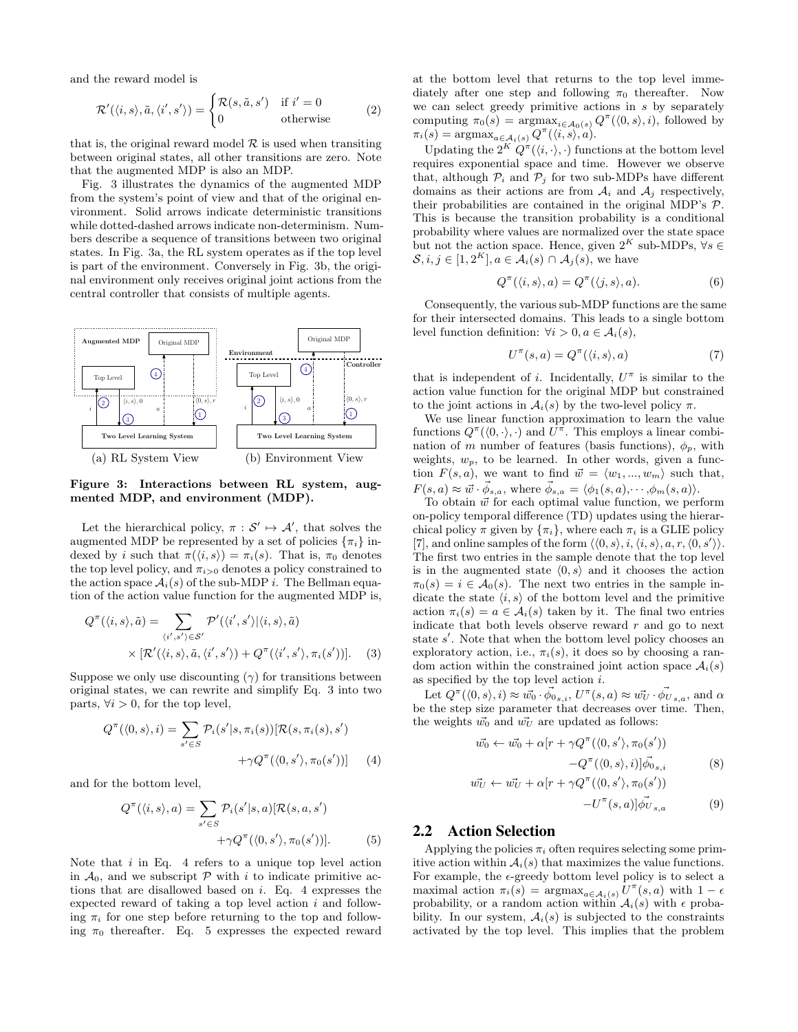and the reward model is

$$\mathcal{R}'(\langle i, s\rangle, \tilde{a}, \langle i', s'\rangle) = \begin{cases} \mathcal{R}(s, \tilde{a}, s') & \text{if } i' = 0 \\ 0 & \text{otherwise} \end{cases} \tag{2}$$

that is, the original reward model $\mathcal{R}$ is used when transiting between original states, all other transitions are zero. Note that the augmented MDP is also an MDP.

Fig. 3 illustrates the dynamics of the augmented MDP from the system's point of view and that of the original environment. Solid arrows indicate deterministic transitions while dotted-dashed arrows indicate non-determinism. Numbers describe a sequence of transitions between two original states. In Fig. 3a, the RL system operates as if the top level is part of the environment. Conversely in Fig. 3b, the original environment only receives original joint actions from the central controller that consists of multiple agents.

(a) RL System View (b) Environment View

**Figure 3: Interactions between RL system, augmented MDP, and environment (MDP).**

Let the hierarchical policy, $\pi : \mathcal{S}' \mapsto \mathcal{A}'$, that solves the augmented MDP be represented by a set of policies $\{\pi_i\}$ indexed by $i$ such that $\pi(\langle i, s\rangle) = \pi_i(s)$. That is, $\pi_0$ denotes the top level policy, and $\pi_{i>0}$ denotes a policy constrained to the action space $\mathcal{A}_i(s)$ of the sub-MDP $i$. The Bellman equation of the action value function for the augmented MDP is,

$$Q^\pi(\langle i, s\rangle, \tilde{a}) = \sum_{\langle i', s'\rangle \in \mathcal{S}'} \mathcal{P}'(\langle i', s'\rangle | \langle i, s\rangle, \tilde{a}) \times [\mathcal{R}'(\langle i, s\rangle, \tilde{a}, \langle i', s'\rangle) + Q^\pi(\langle i', s'\rangle, \pi(s'))]. \tag{3}$$

Suppose we only use discounting ($\gamma$) for transitions between original states, we can rewrite and simplify Eq. 3 into two parts, $\forall i > 0$, for the top level,

$$Q^\pi(\langle 0, s\rangle, i) = \sum_{s' \in S} \mathcal{P}_i(s'|s, \pi_i(s))[\mathcal{R}(s, \pi_i(s), s') + \gamma Q^\pi(\langle 0, s'\rangle, \pi_0(s'))] \tag{4}$$

and for the bottom level,

$$Q^\pi(\langle i, s\rangle, a) = \sum_{s' \in S} \mathcal{P}_i(s'|s, a)[\mathcal{R}(s, a, s') + \gamma Q^\pi(\langle 0, s'\rangle, \pi_0(s'))]. \tag{5}$$

Note that $i$ in Eq. 4 refers to a unique top level action in $\mathcal{A}_0$, and we subscript $\mathcal{P}$ with $i$ to indicate primitive actions that are disallowed based on $i$. Eq. 4 expresses the expected reward of taking a top level action $i$ and following $\pi_i$ for one step before returning to the top and following $\pi_0$ thereafter. Eq. 5 expresses the expected reward at the bottom level that returns to the top level immediately after one step and following $\pi_0$ thereafter. Now we can select greedy primitive actions in $s$ by separately computing $\pi_0(s) = \text{argmax}_{i \in \mathcal{A}_0(s)} Q^\pi(\langle 0, s\rangle, i)$, followed by $\pi_i(s) = \text{argmax}_{a \in \mathcal{A}_i(s)} Q^\pi(\langle i, s\rangle, a)$.

Updating the $2^K$ $Q^\pi(\langle i, \cdot\rangle, \cdot)$ functions at the bottom level requires exponential space and time. However we observe that, although $\mathcal{P}_i$ and $\mathcal{P}_j$ for two sub-MDPs have different domains as their actions are from $\mathcal{A}_i$ and $\mathcal{A}_j$ respectively, their probabilities are contained in the original MDP's $\mathcal{P}$. This is because the transition probability is a conditional probability where values are normalized over the state space but not the action space. Hence, given $2^K$ sub-MDPs, $\forall s \in \mathcal{S}, i, j \in [1, 2^K], a \in \mathcal{A}_i(s) \cap \mathcal{A}_j(s)$, we have

$$Q^\pi(\langle i, s\rangle, a) = Q^\pi(\langle j, s\rangle, a). \tag{6}$$

Consequently, the various sub-MDP functions are the same for their intersected domains. This leads to a single bottom level function definition: $\forall i > 0, a \in \mathcal{A}_i(s)$,

$$U^\pi(s, a) = Q^\pi(\langle i, s\rangle, a) \tag{7}$$

that is independent of $i$. Incidentally, $U^\pi$ is similar to the action value function for the original MDP but constrained to the joint actions in $\mathcal{A}_i(s)$ by the two-level policy $\pi$.

We use linear function approximation to learn the value functions $Q^\pi(\langle 0, \cdot\rangle, \cdot)$ and $U^\pi$. This employs a linear combination of $m$ number of features (basis functions), $\phi_p$, with weights, $w_p$, to be learned. In other words, given a function $F(s, a)$, we want to find $\vec{w} = \langle w_1, ..., w_m\rangle$ such that, $F(s, a) \approx \vec{w} \cdot \vec{\phi}_{s,a}$, where $\vec{\phi}_{s,a} = \langle \phi_1(s, a), \cdots, \phi_m(s, a)\rangle$.

To obtain $\vec{w}$ for each optimal value function, we perform on-policy temporal difference (TD) updates using the hierarchical policy $\pi$ given by $\{\pi_i\}$, where each $\pi_i$ is a GLIE policy [7], and online samples of the form $\langle\langle 0, s\rangle, i, \langle i, s\rangle, a, r, \langle 0, s'\rangle\rangle$. The first two entries in the sample denote that the top level is in the augmented state $\langle 0, s\rangle$ and it chooses the action $\pi_0(s) = i \in \mathcal{A}_0(s)$. The next two entries in the sample indicate the state $\langle i, s\rangle$ of the bottom level and the primitive action $\pi_i(s) = a \in \mathcal{A}_i(s)$ taken by it. The final two entries indicate that both levels observe reward $r$ and go to next state $s'$. Note that when the bottom level policy chooses an exploratory action, i.e., $\pi_i(s)$, it does so by choosing a random action within the constrained joint action space $\mathcal{A}_i(s)$ as specified by the top level action $i$.

Let $Q^\pi(\langle 0, s\rangle, i) \approx \vec{w_0} \cdot \vec{\phi_0}_{s,i}$, $U^\pi(s, a) \approx \vec{w_U} \cdot \vec{\phi_U}_{s,a}$, and $\alpha$ be the step size parameter that decreases over time. Then, the weights $\vec{w_0}$ and $\vec{w_U}$ are updated as follows:

$$\vec{w_0} \leftarrow \vec{w_0} + \alpha[r + \gamma Q^\pi(\langle 0, s'\rangle, \pi_0(s')) - Q^\pi(\langle 0, s\rangle, i)]\vec{\phi_0}_{s,i} \tag{8}$$

$$\vec{w_U} \leftarrow \vec{w_U} + \alpha[r + \gamma Q^\pi(\langle 0, s'\rangle, \pi_0(s')) - U^\pi(s, a)]\vec{\phi_U}_{s,a} \tag{9}$$

## 2.2 Action Selection

Applying the policies $\pi_i$ often requires selecting some primitive action within $\mathcal{A}_i(s)$ that maximizes the value functions. For example, the $\epsilon$-greedy bottom level policy is to select a maximal action $\pi_i(s) = \text{argmax}_{a \in \mathcal{A}_i(s)} U^\pi(s, a)$ with $1 - \epsilon$ probability, or a random action within $\mathcal{A}_i(s)$ with $\epsilon$ probability. In our system, $\mathcal{A}_i(s)$ is subjected to the constraints activated by the top level. This implies that the problem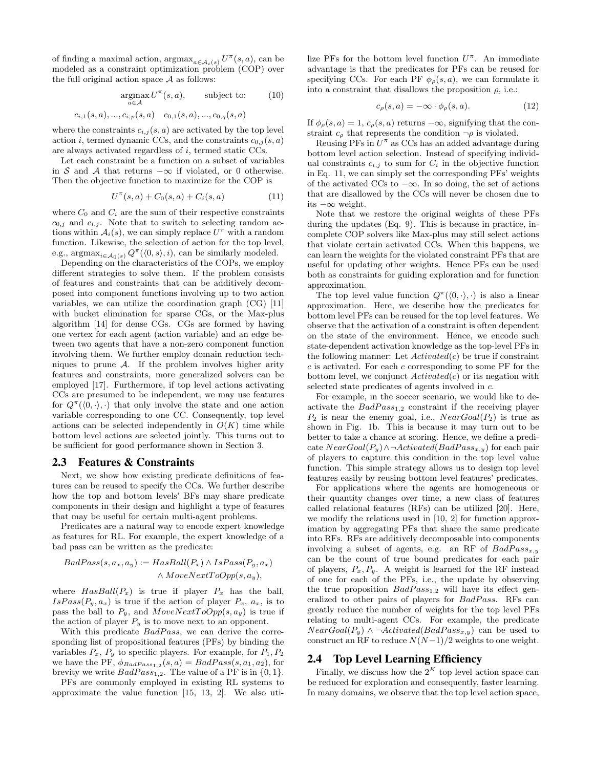of finding a maximal action, $\text{argmax}_{a \in \mathcal{A}_i(s)} U^\pi(s,a)$, can be modeled as a constraint optimization problem (COP) over the full original action space $\mathcal{A}$ as follows:

$$\underset{a \in \mathcal{A}}{\text{argmax}}\, U^\pi(s,a), \qquad \text{subject to:} \qquad (10)$$

$$c_{i,1}(s,a), ..., c_{i,p}(s,a) \quad c_{0,1}(s,a), ..., c_{0,q}(s,a)$$

where the constraints $c_{i,j}(s,a)$ are activated by the top level action $i$, termed dynamic CCs, and the constraints $c_{0,j}(s,a)$ are always activated regardless of $i$, termed static CCs.

Let each constraint be a function on a subset of variables in $\mathcal{S}$ and $\mathcal{A}$ that returns $-\infty$ if violated, or 0 otherwise. Then the objective function to maximize for the COP is

$$U^\pi(s,a) + C_0(s,a) + C_i(s,a) \qquad (11)$$

where $C_0$ and $C_i$ are the sum of their respective constraints $c_{0,j}$ and $c_{i,j}$. Note that to switch to selecting random actions within $\mathcal{A}_i(s)$, we can simply replace $U^\pi$ with a random function. Likewise, the selection of action for the top level, e.g., $\text{argmax}_{i \in \mathcal{A}_0(s)} Q^\pi(\langle 0, s \rangle, i)$, can be similarly modeled.

Depending on the characteristics of the COPs, we employ different strategies to solve them. If the problem consists of features and constraints that can be additively decomposed into component functions involving up to two action variables, we can utilize the coordination graph (CG) [11] with bucket elimination for sparse CGs, or the Max-plus algorithm [14] for dense CGs. CGs are formed by having one vertex for each agent (action variable) and an edge between two agents that have a non-zero component function involving them. We further employ domain reduction techniques to prune $\mathcal{A}$. If the problem involves higher arity features and constraints, more generalized solvers can be employed [17]. Furthermore, if top level actions activating CCs are presumed to be independent, we may use features for $Q^\pi(\langle 0, \cdot \rangle, \cdot)$ that only involve the state and one action variable corresponding to one CC. Consequently, top level actions can be selected independently in $O(K)$ time while bottom level actions are selected jointly. This turns out to be sufficient for good performance shown in Section 3.

## 2.3 Features & Constraints

Next, we show how existing predicate definitions of features can be reused to specify the CCs. We further describe how the top and bottom levels' BFs may share predicate components in their design and highlight a type of features that may be useful for certain multi-agent problems.

Predicates are a natural way to encode expert knowledge as features for RL. For example, the expert knowledge of a bad pass can be written as the predicate:

$$BadPass(s, a_x, a_y) := HasBall(P_x) \wedge IsPass(P_y, a_x) \wedge MoveNextToOpp(s, a_y),$$

where $HasBall(P_x)$ is true if player $P_x$ has the ball, $IsPass(P_y, a_x)$ is true if the action of player $P_x$, $a_x$, is to pass the ball to $P_y$, and $MoveNextToOpp(s, a_y)$ is true if the action of player $P_y$ is to move next to an opponent.

With this predicate $BadPass$, we can derive the corresponding list of propositional features (PFs) by binding the variables $P_x$, $P_y$ to specific players. For example, for $P_1, P_2$ we have the PF, $\phi_{BadPass_{1,2}}(s,a) = BadPass(s, a_1, a_2)$, for brevity we write $BadPass_{1,2}$. The value of a PF is in $\{0,1\}$.

PFs are commonly employed in existing RL systems to approximate the value function [15, 13, 2]. We also utilize PFs for the bottom level function $U^\pi$. An immediate advantage is that the predicates for PFs can be reused for specifying CCs. For each PF $\phi_\rho(s,a)$, we can formulate it into a constraint that disallows the proposition $\rho$, i.e.:

$$c_\rho(s,a) = -\infty \cdot \phi_\rho(s,a). \qquad (12)$$

If $\phi_\rho(s,a) = 1$, $c_\rho(s,a)$ returns $-\infty$, signifying that the constraint $c_\rho$ that represents the condition $\neg\rho$ is violated.

Reusing PFs in $U^\pi$ as CCs has an added advantage during bottom level action selection. Instead of specifying individual constraints $c_{i,j}$ to sum for $C_i$ in the objective function in Eq. 11, we can simply set the corresponding PFs' weights of the activated CCs to $-\infty$. In so doing, the set of actions that are disallowed by the CCs will never be chosen due to its $-\infty$ weight.

Note that we restore the original weights of these PFs during the updates (Eq. 9). This is because in practice, incomplete COP solvers like Max-plus may still select actions that violate certain activated CCs. When this happens, we can learn the weights for the violated constraint PFs that are useful for updating other weights. Hence PFs can be used both as constraints for guiding exploration and for function approximation.

The top level value function $Q^\pi(\langle 0, \cdot \rangle, \cdot)$ is also a linear approximation. Here, we describe how the predicates for bottom level PFs can be reused for the top level features. We observe that the activation of a constraint is often dependent on the state of the environment. Hence, we encode such state-dependent activation knowledge as the top-level PFs in the following manner: Let $Activated(c)$ be true if constraint $c$ is activated. For each $c$ corresponding to some PF for the bottom level, we conjunct $Activated(c)$ or its negation with selected state predicates of agents involved in $c$.

For example, in the soccer scenario, we would like to deactivate the $BadPass_{1,2}$ constraint if the receiving player $P_2$ is near the enemy goal, i.e., $NearGoal(P_2)$ is true as shown in Fig. 1b. This is because it may turn out to be better to take a chance at scoring. Hence, we define a predicate $NearGoal(P_y) \wedge \neg Activated(BadPass_{x,y})$ for each pair of players to capture this condition in the top level value function. This simple strategy allows us to design top level features easily by reusing bottom level features' predicates.

For applications where the agents are homogeneous or their quantity changes over time, a new class of features called relational features (RFs) can be utilized [20]. Here, we modify the relations used in [10, 2] for function approximation by aggregating PFs that share the same predicate into RFs. RFs are additively decomposable into components involving a subset of agents, e.g. an RF of $BadPass_{x,y}$ can be the count of true bound predicates for each pair of players, $P_x, P_y$. A weight is learned for the RF instead of one for each of the PFs, i.e., the update by observing the true proposition $BadPass_{1,2}$ will have its effect generalized to other pairs of players for $BadPass$. RFs can greatly reduce the number of weights for the top level PFs relating to multi-agent CCs. For example, the predicate $NearGoal(P_y) \wedge \neg Activated(BadPass_{x,y})$ can be used to construct an RF to reduce $N(N-1)/2$ weights to one weight.

## 2.4 Top Level Learning Efficiency

Finally, we discuss how the $2^K$ top level action space can be reduced for exploration and consequently, faster learning. In many domains, we observe that the top level action space,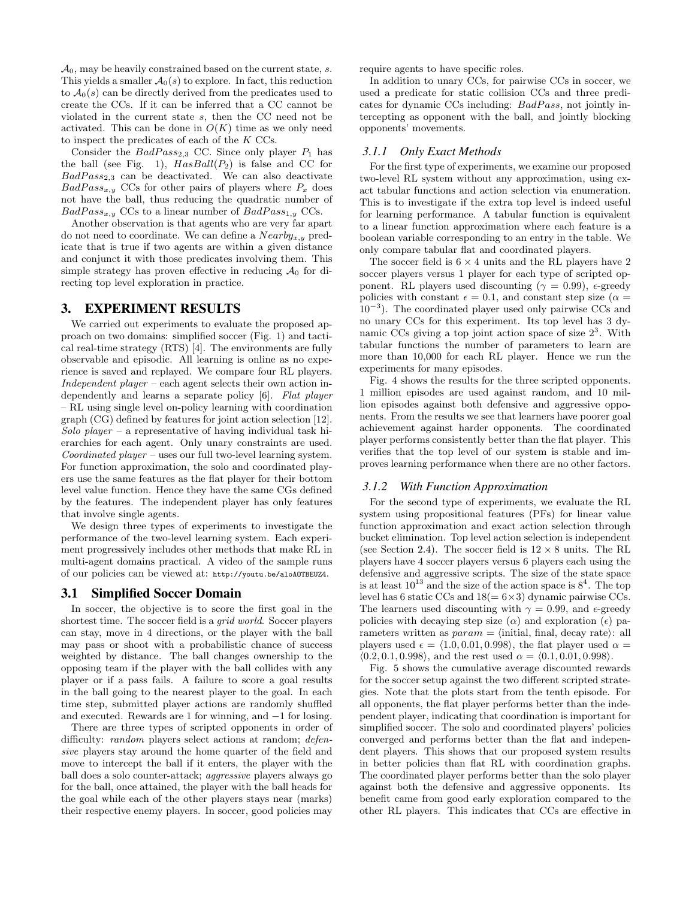$\mathcal{A}_0$, may be heavily constrained based on the current state, $s$. This yields a smaller $\mathcal{A}_0(s)$ to explore. In fact, this reduction to $\mathcal{A}_0(s)$ can be directly derived from the predicates used to create the CCs. If it can be inferred that a CC cannot be violated in the current state $s$, then the CC need not be activated. This can be done in $O(K)$ time as we only need to inspect the predicates of each of the $K$ CCs.

Consider the $BadPass_{2,3}$ CC. Since only player $P_1$ has the ball (see Fig. 1), $HasBall(P_2)$ is false and CC for $BadPass_{2,3}$ can be deactivated. We can also deactivate $BadPass_{x,y}$ CCs for other pairs of players where $P_x$ does not have the ball, thus reducing the quadratic number of $BadPass_{x,y}$ CCs to a linear number of $BadPass_{1,y}$ CCs.

Another observation is that agents who are very far apart do not need to coordinate. We can define a $Nearby_{x,y}$ predicate that is true if two agents are within a given distance and conjunct it with those predicates involving them. This simple strategy has proven effective in reducing $\mathcal{A}_0$ for directing top level exploration in practice.

## 3. EXPERIMENT RESULTS

We carried out experiments to evaluate the proposed approach on two domains: simplified soccer (Fig. 1) and tactical real-time strategy (RTS) [4]. The environments are fully observable and episodic. All learning is online as no experience is saved and replayed. We compare four RL players. *Independent player* – each agent selects their own action independently and learns a separate policy [6]. *Flat player* – RL using single level on-policy learning with coordination graph (CG) defined by features for joint action selection [12]. *Solo player* – a representative of having individual task hierarchies for each agent. Only unary constraints are used. *Coordinated player* – uses our full two-level learning system. For function approximation, the solo and coordinated players use the same features as the flat player for their bottom level value function. Hence they have the same CGs defined by the features. The independent player has only features that involve single agents.

We design three types of experiments to investigate the performance of the two-level learning system. Each experiment progressively includes other methods that make RL in multi-agent domains practical. A video of the sample runs of our policies can be viewed at: http://youtu.be/aloAOTBEUZ4.

### 3.1 Simplified Soccer Domain

In soccer, the objective is to score the first goal in the shortest time. The soccer field is a *grid world*. Soccer players can stay, move in 4 directions, or the player with the ball may pass or shoot with a probabilistic chance of success weighted by distance. The ball changes ownership to the opposing team if the player with the ball collides with any player or if a pass fails. A failure to score a goal results in the ball going to the nearest player to the goal. In each time step, submitted player actions are randomly shuffled and executed. Rewards are 1 for winning, and −1 for losing.

There are three types of scripted opponents in order of difficulty: *random* players select actions at random; *defensive* players stay around the home quarter of the field and move to intercept the ball if it enters, the player with the ball does a solo counter-attack; *aggressive* players always go for the ball, once attained, the player with the ball heads for the goal while each of the other players stays near (marks) their respective enemy players. In soccer, good policies may require agents to have specific roles.

In addition to unary CCs, for pairwise CCs in soccer, we used a predicate for static collision CCs and three predicates for dynamic CCs including: $BadPass$, not jointly intercepting as opponent with the ball, and jointly blocking opponents' movements.

#### 3.1.1 Only Exact Methods

For the first type of experiments, we examine our proposed two-level RL system without any approximation, using exact tabular functions and action selection via enumeration. This is to investigate if the extra top level is indeed useful for learning performance. A tabular function is equivalent to a linear function approximation where each feature is a boolean variable corresponding to an entry in the table. We only compare tabular flat and coordinated players.

The soccer field is $6 \times 4$ units and the RL players have 2 soccer players versus 1 player for each type of scripted opponent. RL players used discounting ($\gamma = 0.99$), $\epsilon$-greedy policies with constant $\epsilon = 0.1$, and constant step size ($\alpha = 10^{-3}$). The coordinated player used only pairwise CCs and no unary CCs for this experiment. Its top level has 3 dynamic CCs giving a top joint action space of size $2^3$. With tabular functions the number of parameters to learn are more than 10,000 for each RL player. Hence we run the experiments for many episodes.

Fig. 4 shows the results for the three scripted opponents. 1 million episodes are used against random, and 10 million episodes against both defensive and aggressive opponents. From the results we see that learners have poorer goal achievement against harder opponents. The coordinated player performs consistently better than the flat player. This verifies that the top level of our system is stable and improves learning performance when there are no other factors.

#### 3.1.2 With Function Approximation

For the second type of experiments, we evaluate the RL system using propositional features (PFs) for linear value function approximation and exact action selection through bucket elimination. Top level action selection is independent (see Section 2.4). The soccer field is $12 \times 8$ units. The RL players have 4 soccer players versus 6 players each using the defensive and aggressive scripts. The size of the state space is at least $10^{13}$ and the size of the action space is $8^4$. The top level has 6 static CCs and $18 (= 6 \times 3)$ dynamic pairwise CCs. The learners used discounting with $\gamma = 0.99$, and $\epsilon$-greedy policies with decaying step size ($\alpha$) and exploration ($\epsilon$) parameters written as $param = \langle \text{initial, final, decay rate} \rangle$: all players used $\epsilon = \langle 1.0, 0.01, 0.998 \rangle$, the flat player used $\alpha = \langle 0.2, 0.1, 0.998 \rangle$, and the rest used $\alpha = \langle 0.1, 0.01, 0.998 \rangle$.

Fig. 5 shows the cumulative average discounted rewards for the soccer setup against the two different scripted strategies. Note that the plots start from the tenth episode. For all opponents, the flat player performs better than the independent player, indicating that coordination is important for simplified soccer. The solo and coordinated players' policies converged and performs better than the flat and independent players. This shows that our proposed system results in better policies than flat RL with coordination graphs. The coordinated player performs better than the solo player against both the defensive and aggressive opponents. Its benefit came from good early exploration compared to the other RL players. This indicates that CCs are effective in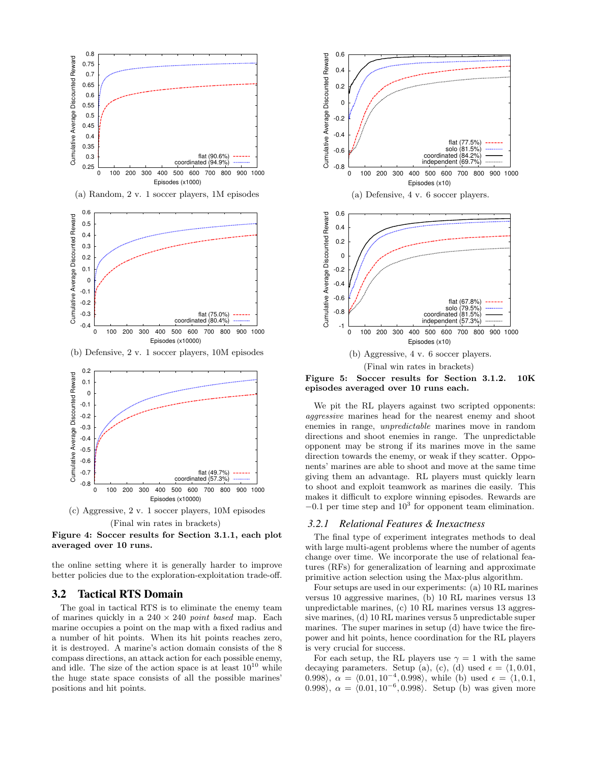(a) Random, 2 v. 1 soccer players, 1M episodes

(b) Defensive, 2 v. 1 soccer players, 10M episodes

(c) Aggressive, 2 v. 1 soccer players, 10M episodes

(Final win rates in brackets)

**Figure 4: Soccer results for Section 3.1.1, each plot averaged over 10 runs.**

the online setting where it is generally harder to improve better policies due to the exploration-exploitation trade-off.

## 3.2 Tactical RTS Domain

The goal in tactical RTS is to eliminate the enemy team of marines quickly in a $240 \times 240$ *point based* map. Each marine occupies a point on the map with a fixed radius and a number of hit points. When its hit points reaches zero, it is destroyed. A marine's action domain consists of the 8 compass directions, an attack action for each possible enemy, and idle. The size of the action space is at least $10^{10}$ while the huge state space consists of all the possible marines' positions and hit points.

(a) Defensive, 4 v. 6 soccer players.

(b) Aggressive, 4 v. 6 soccer players.

(Final win rates in brackets)

**Figure 5: Soccer results for Section 3.1.2. 10K episodes averaged over 10 runs each.**

We pit the RL players against two scripted opponents: *aggressive* marines head for the nearest enemy and shoot enemies in range, *unpredictable* marines move in random directions and shoot enemies in range. The unpredictable opponent may be strong if its marines move in the same direction towards the enemy, or weak if they scatter. Opponents' marines are able to shoot and move at the same time giving them an advantage. RL players must quickly learn to shoot and exploit teamwork as marines die easily. This makes it difficult to explore winning episodes. Rewards are $-0.1$ per time step and $10^3$ for opponent team elimination.

### 3.2.1 Relational Features & Inexactness

The final type of experiment integrates methods to deal with large multi-agent problems where the number of agents change over time. We incorporate the use of relational features (RFs) for generalization of learning and approximate primitive action selection using the Max-plus algorithm.

Four setups are used in our experiments: (a) 10 RL marines versus 10 aggressive marines, (b) 10 RL marines versus 13 unpredictable marines, (c) 10 RL marines versus 13 aggressive marines, (d) 10 RL marines versus 5 unpredictable super marines. The super marines in setup (d) have twice the firepower and hit points, hence coordination for the RL players is very crucial for success.

For each setup, the RL players use $\gamma = 1$ with the same decaying parameters. Setup (a), (c), (d) used $\epsilon = \langle 1, 0.01, 0.998 \rangle$, $\alpha = \langle 0.01, 10^{-4}, 0.998 \rangle$, while (b) used $\epsilon = \langle 1, 0.1, 0.998 \rangle$, $\alpha = \langle 0.01, 10^{-6}, 0.998 \rangle$. Setup (b) was given more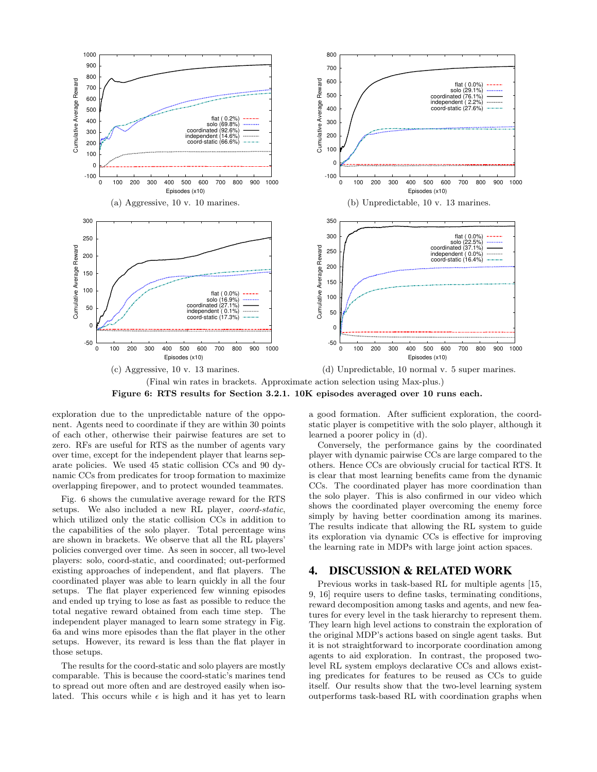(a) Aggressive, 10 v. 10 marines.

(b) Unpredictable, 10 v. 13 marines.

(c) Aggressive, 10 v. 13 marines.

(d) Unpredictable, 10 normal v. 5 super marines.

(Final win rates in brackets. Approximate action selection using Max-plus.)

**Figure 6: RTS results for Section 3.2.1. 10K episodes averaged over 10 runs each.**

exploration due to the unpredictable nature of the opponent. Agents need to coordinate if they are within 30 points of each other, otherwise their pairwise features are set to zero. RFs are useful for RTS as the number of agents vary over time, except for the independent player that learns separate policies. We used 45 static collision CCs and 90 dynamic CCs from predicates for troop formation to maximize overlapping firepower, and to protect wounded teammates.

Fig. 6 shows the cumulative average reward for the RTS setups. We also included a new RL player, *coord-static*, which utilized only the static collision CCs in addition to the capabilities of the solo player. Total percentage wins are shown in brackets. We observe that all the RL players' policies converged over time. As seen in soccer, all two-level players: solo, coord-static, and coordinated; out-performed existing approaches of independent, and flat players. The coordinated player was able to learn quickly in all the four setups. The flat player experienced few winning episodes and ended up trying to lose as fast as possible to reduce the total negative reward obtained from each time step. The independent player managed to learn some strategy in Fig. 6a and wins more episodes than the flat player in the other setups. However, its reward is less than the flat player in those setups.

The results for the coord-static and solo players are mostly comparable. This is because the coord-static's marines tend to spread out more often and are destroyed easily when isolated. This occurs while $\epsilon$ is high and it has yet to learn a good formation. After sufficient exploration, the coord-static player is competitive with the solo player, although it learned a poorer policy in (d).

Conversely, the performance gains by the coordinated player with dynamic pairwise CCs are large compared to the others. Hence CCs are obviously crucial for tactical RTS. It is clear that most learning benefits came from the dynamic CCs. The coordinated player has more coordination than the solo player. This is also confirmed in our video which shows the coordinated player overcoming the enemy force simply by having better coordination among its marines. The results indicate that allowing the RL system to guide its exploration via dynamic CCs is effective for improving the learning rate in MDPs with large joint action spaces.

## 4. DISCUSSION & RELATED WORK

Previous works in task-based RL for multiple agents [15, 9, 16] require users to define tasks, terminating conditions, reward decomposition among tasks and agents, and new features for every level in the task hierarchy to represent them. They learn high level actions to constrain the exploration of the original MDP's actions based on single agent tasks. But it is not straightforward to incorporate coordination among agents to aid exploration. In contrast, the proposed two-level RL system employs declarative CCs and allows existing predicates for features to be reused as CCs to guide itself. Our results show that the two-level learning system outperforms task-based RL with coordination graphs when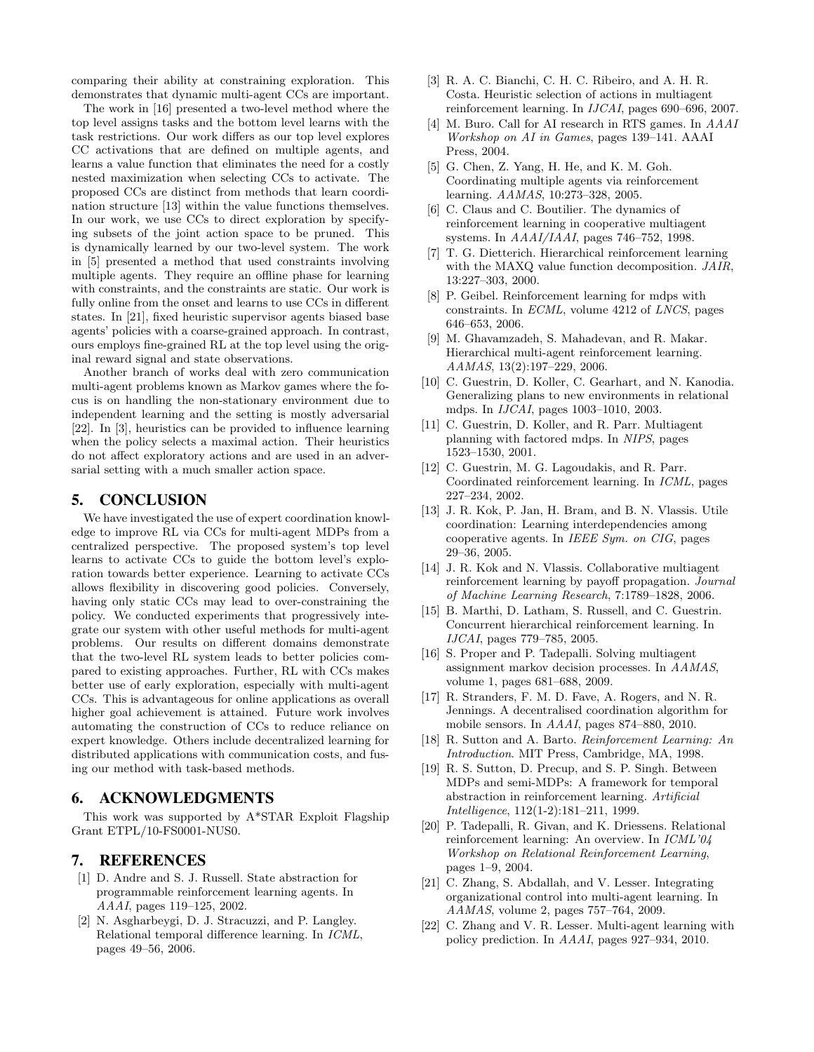comparing their ability at constraining exploration. This demonstrates that dynamic multi-agent CCs are important.

The work in [16] presented a two-level method where the top level assigns tasks and the bottom level learns with the task restrictions. Our work differs as our top level explores CC activations that are defined on multiple agents, and learns a value function that eliminates the need for a costly nested maximization when selecting CCs to activate. The proposed CCs are distinct from methods that learn coordination structure [13] within the value functions themselves. In our work, we use CCs to direct exploration by specifying subsets of the joint action space to be pruned. This is dynamically learned by our two-level system. The work in [5] presented a method that used constraints involving multiple agents. They require an offline phase for learning with constraints, and the constraints are static. Our work is fully online from the onset and learns to use CCs in different states. In [21], fixed heuristic supervisor agents biased base agents' policies with a coarse-grained approach. In contrast, ours employs fine-grained RL at the top level using the original reward signal and state observations.

Another branch of works deal with zero communication multi-agent problems known as Markov games where the focus is on handling the non-stationary environment due to independent learning and the setting is mostly adversarial [22]. In [3], heuristics can be provided to influence learning when the policy selects a maximal action. Their heuristics do not affect exploratory actions and are used in an adversarial setting with a much smaller action space.

## 5. CONCLUSION

We have investigated the use of expert coordination knowledge to improve RL via CCs for multi-agent MDPs from a centralized perspective. The proposed system's top level learns to activate CCs to guide the bottom level's exploration towards better experience. Learning to activate CCs allows flexibility in discovering good policies. Conversely, having only static CCs may lead to over-constraining the policy. We conducted experiments that progressively integrate our system with other useful methods for multi-agent problems. Our results on different domains demonstrate that the two-level RL system leads to better policies compared to existing approaches. Further, RL with CCs makes better use of early exploration, especially with multi-agent CCs. This is advantageous for online applications as overall higher goal achievement is attained. Future work involves automating the construction of CCs to reduce reliance on expert knowledge. Others include decentralized learning for distributed applications with communication costs, and fusing our method with task-based methods.

## 6. ACKNOWLEDGMENTS

This work was supported by A*STAR Exploit Flagship Grant ETPL/10-FS0001-NUS0.

## 7. REFERENCES

[1] D. Andre and S. J. Russell. State abstraction for programmable reinforcement learning agents. In *AAAI*, pages 119–125, 2002.

[2] N. Asgharbeygi, D. J. Stracuzzi, and P. Langley. Relational temporal difference learning. In *ICML*, pages 49–56, 2006.

[3] R. A. C. Bianchi, C. H. C. Ribeiro, and A. H. R. Costa. Heuristic selection of actions in multiagent reinforcement learning. In *IJCAI*, pages 690–696, 2007.

[4] M. Buro. Call for AI research in RTS games. In *AAAI Workshop on AI in Games*, pages 139–141. AAAI Press, 2004.

[5] G. Chen, Z. Yang, H. He, and K. M. Goh. Coordinating multiple agents via reinforcement learning. *AAMAS*, 10:273–328, 2005.

[6] C. Claus and C. Boutilier. The dynamics of reinforcement learning in cooperative multiagent systems. In *AAAI/IAAI*, pages 746–752, 1998.

[7] T. G. Dietterich. Hierarchical reinforcement learning with the MAXQ value function decomposition. *JAIR*, 13:227–303, 2000.

[8] P. Geibel. Reinforcement learning for mdps with constraints. In *ECML*, volume 4212 of *LNCS*, pages 646–653, 2006.

[9] M. Ghavamzadeh, S. Mahadevan, and R. Makar. Hierarchical multi-agent reinforcement learning. *AAMAS*, 13(2):197–229, 2006.

[10] C. Guestrin, D. Koller, C. Gearhart, and N. Kanodia. Generalizing plans to new environments in relational mdps. In *IJCAI*, pages 1003–1010, 2003.

[11] C. Guestrin, D. Koller, and R. Parr. Multiagent planning with factored mdps. In *NIPS*, pages 1523–1530, 2001.

[12] C. Guestrin, M. G. Lagoudakis, and R. Parr. Coordinated reinforcement learning. In *ICML*, pages 227–234, 2002.

[13] J. R. Kok, P. Jan, H. Bram, and B. N. Vlassis. Utile coordination: Learning interdependencies among cooperative agents. In *IEEE Sym. on CIG*, pages 29–36, 2005.

[14] J. R. Kok and N. Vlassis. Collaborative multiagent reinforcement learning by payoff propagation. *Journal of Machine Learning Research*, 7:1789–1828, 2006.

[15] B. Marthi, D. Latham, S. Russell, and C. Guestrin. Concurrent hierarchical reinforcement learning. In *IJCAI*, pages 779–785, 2005.

[16] S. Proper and P. Tadepalli. Solving multiagent assignment markov decision processes. In *AAMAS*, volume 1, pages 681–688, 2009.

[17] R. Stranders, F. M. D. Fave, A. Rogers, and N. R. Jennings. A decentralised coordination algorithm for mobile sensors. In *AAAI*, pages 874–880, 2010.

[18] R. Sutton and A. Barto. *Reinforcement Learning: An Introduction*. MIT Press, Cambridge, MA, 1998.

[19] R. S. Sutton, D. Precup, and S. P. Singh. Between MDPs and semi-MDPs: A framework for temporal abstraction in reinforcement learning. *Artificial Intelligence*, 112(1-2):181–211, 1999.

[20] P. Tadepalli, R. Givan, and K. Driessens. Relational reinforcement learning: An overview. In *ICML'04 Workshop on Relational Reinforcement Learning*, pages 1–9, 2004.

[21] C. Zhang, S. Abdallah, and V. Lesser. Integrating organizational control into multi-agent learning. In *AAMAS*, volume 2, pages 757–764, 2009.

[22] C. Zhang and V. R. Lesser. Multi-agent learning with policy prediction. In *AAAI*, pages 927–934, 2010.